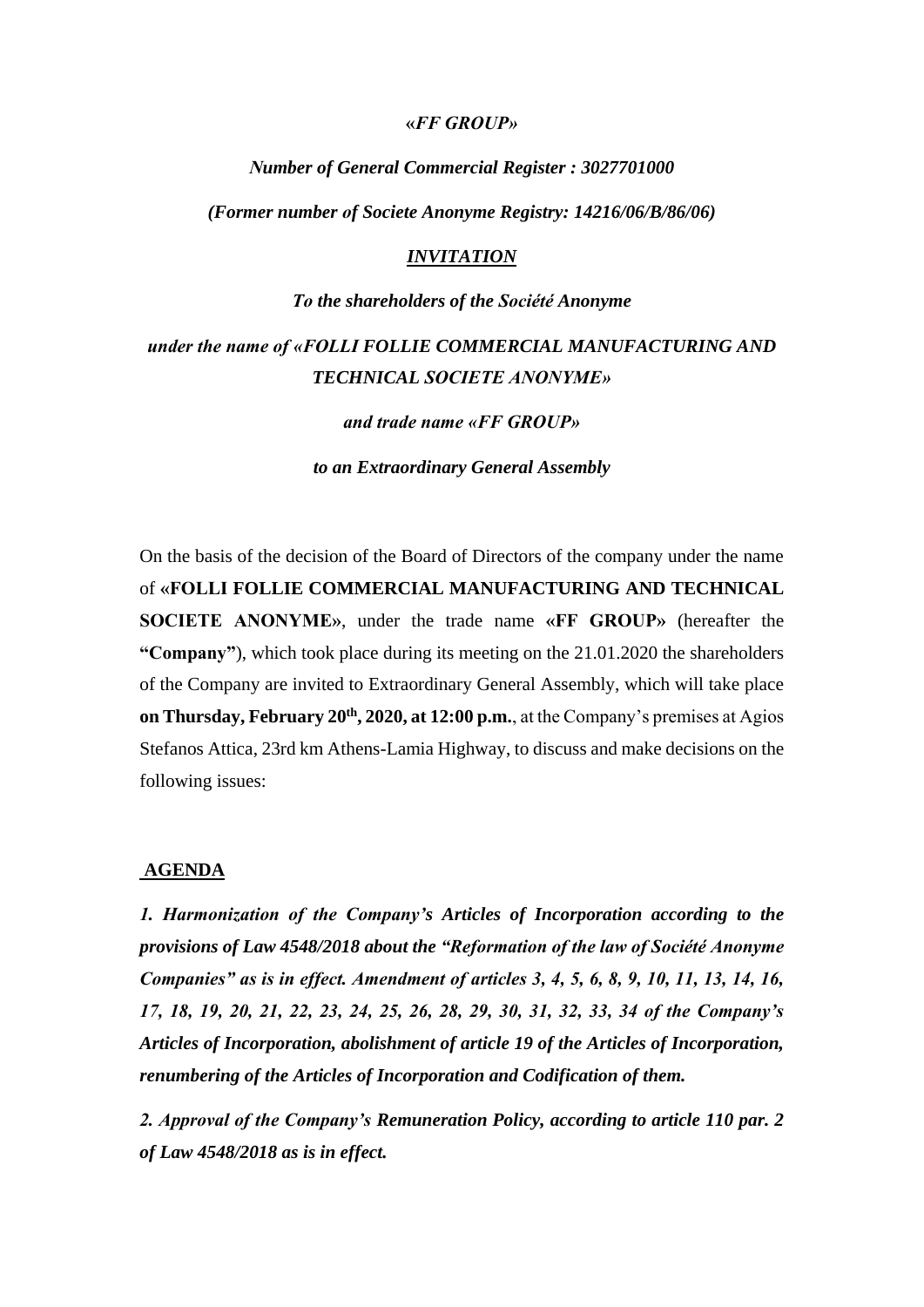*«FF GROUP»*

*Number of General Commercial Register : 3027701000*

*(Former number of Societe Anonyme Registry: 14216/06/B/86/06)*

***INVITATION***

***To the shareholders of the Société Anonyme***

***under the name of «FOLLI FOLLIE COMMERCIAL MANUFACTURING AND TECHNICAL SOCIETE ANONYME»***

***and trade name «FF GROUP»***

***to an Extraordinary General Assembly***

On the basis of the decision of the Board of Directors of the company under the name of **«FOLLI FOLLIE COMMERCIAL MANUFACTURING AND TECHNICAL SOCIETE ANONYME»**, under the trade name **«FF GROUP»** (hereafter the **"Company"**), which took place during its meeting on the 21.01.2020 the shareholders of the Company are invited to Extraordinary General Assembly, which will take place **on Thursday, February 20th, 2020, at 12:00 p.m.**, at the Company's premises at Agios Stefanos Attica, 23rd km Athens-Lamia Highway, to discuss and make decisions on the following issues:

## AGENDA

***1. Harmonization of the Company's Articles of Incorporation according to the provisions of Law 4548/2018 about the "Reformation of the law of Société Anonyme Companies" as is in effect. Amendment of articles 3, 4, 5, 6, 8, 9, 10, 11, 13, 14, 16, 17, 18, 19, 20, 21, 22, 23, 24, 25, 26, 28, 29, 30, 31, 32, 33, 34 of the Company's Articles of Incorporation, abolishment of article 19 of the Articles of Incorporation, renumbering of the Articles of Incorporation and Codification of them.***

***2. Approval of the Company's Remuneration Policy, according to article 110 par. 2 of Law 4548/2018 as is in effect.***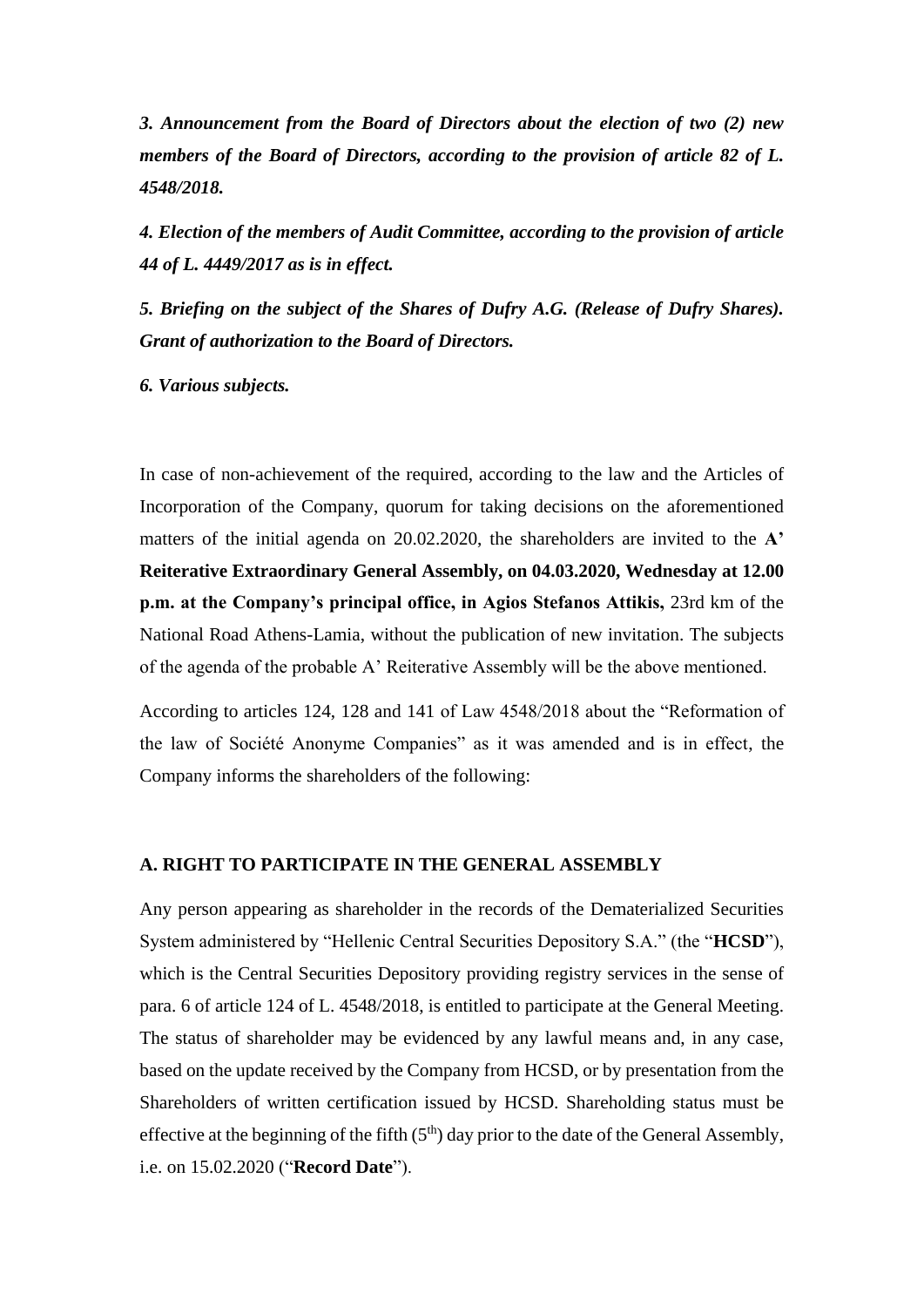***3. Announcement from the Board of Directors about the election of two (2) new members of the Board of Directors, according to the provision of article 82 of L. 4548/2018.***

***4. Election of the members of Audit Committee, according to the provision of article 44 of L. 4449/2017 as is in effect.***

***5. Briefing on the subject of the Shares of Dufry A.G. (Release of Dufry Shares). Grant of authorization to the Board of Directors.***

***6. Various subjects.***

In case of non-achievement of the required, according to the law and the Articles of Incorporation of the Company, quorum for taking decisions on the aforementioned matters of the initial agenda on 20.02.2020, the shareholders are invited to the **A' Reiterative Extraordinary General Assembly, on 04.03.2020, Wednesday at 12.00 p.m. at the Company's principal office, in Agios Stefanos Attikis,** 23rd km of the National Road Athens-Lamia, without the publication of new invitation. The subjects of the agenda of the probable A' Reiterative Assembly will be the above mentioned.

According to articles 124, 128 and 141 of Law 4548/2018 about the "Reformation of the law of Société Anonyme Companies" as it was amended and is in effect, the Company informs the shareholders of the following:

## A. RIGHT TO PARTICIPATE IN THE GENERAL ASSEMBLY

Any person appearing as shareholder in the records of the Dematerialized Securities System administered by "Hellenic Central Securities Depository S.A." (the "**HCSD**"), which is the Central Securities Depository providing registry services in the sense of para. 6 of article 124 of L. 4548/2018, is entitled to participate at the General Meeting. The status of shareholder may be evidenced by any lawful means and, in any case, based on the update received by the Company from HCSD, or by presentation from the Shareholders of written certification issued by HCSD. Shareholding status must be effective at the beginning of the fifth (5th) day prior to the date of the General Assembly, i.e. on 15.02.2020 ("**Record Date**").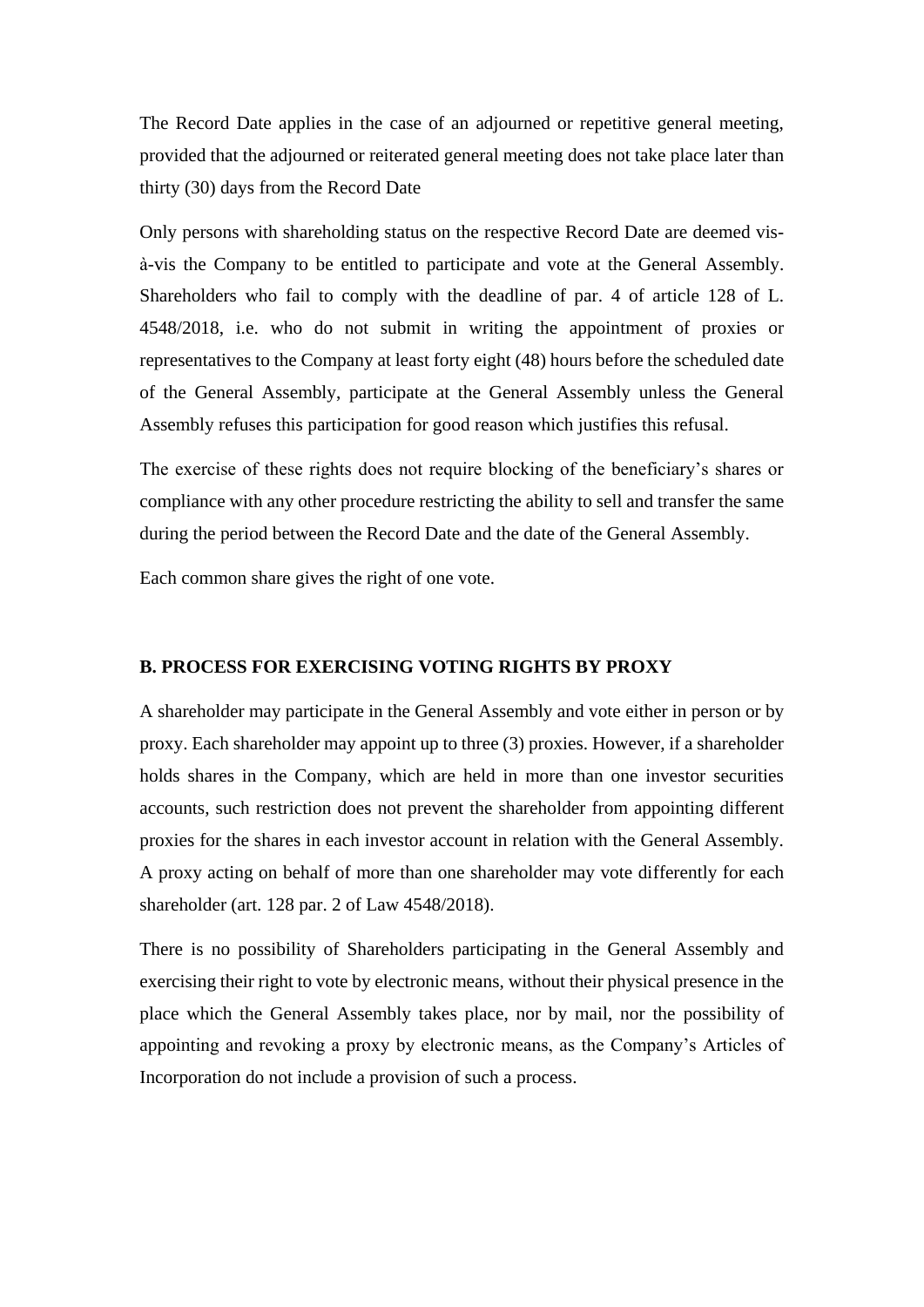The Record Date applies in the case of an adjourned or repetitive general meeting, provided that the adjourned or reiterated general meeting does not take place later than thirty (30) days from the Record Date

Only persons with shareholding status on the respective Record Date are deemed vis-à-vis the Company to be entitled to participate and vote at the General Assembly. Shareholders who fail to comply with the deadline of par. 4 of article 128 of L. 4548/2018, i.e. who do not submit in writing the appointment of proxies or representatives to the Company at least forty eight (48) hours before the scheduled date of the General Assembly, participate at the General Assembly unless the General Assembly refuses this participation for good reason which justifies this refusal.

The exercise of these rights does not require blocking of the beneficiary's shares or compliance with any other procedure restricting the ability to sell and transfer the same during the period between the Record Date and the date of the General Assembly.

Each common share gives the right of one vote.

## B. PROCESS FOR EXERCISING VOTING RIGHTS BY PROXY

A shareholder may participate in the General Assembly and vote either in person or by proxy. Each shareholder may appoint up to three (3) proxies. However, if a shareholder holds shares in the Company, which are held in more than one investor securities accounts, such restriction does not prevent the shareholder from appointing different proxies for the shares in each investor account in relation with the General Assembly. A proxy acting on behalf of more than one shareholder may vote differently for each shareholder (art. 128 par. 2 of Law 4548/2018).

There is no possibility of Shareholders participating in the General Assembly and exercising their right to vote by electronic means, without their physical presence in the place which the General Assembly takes place, nor by mail, nor the possibility of appointing and revoking a proxy by electronic means, as the Company's Articles of Incorporation do not include a provision of such a process.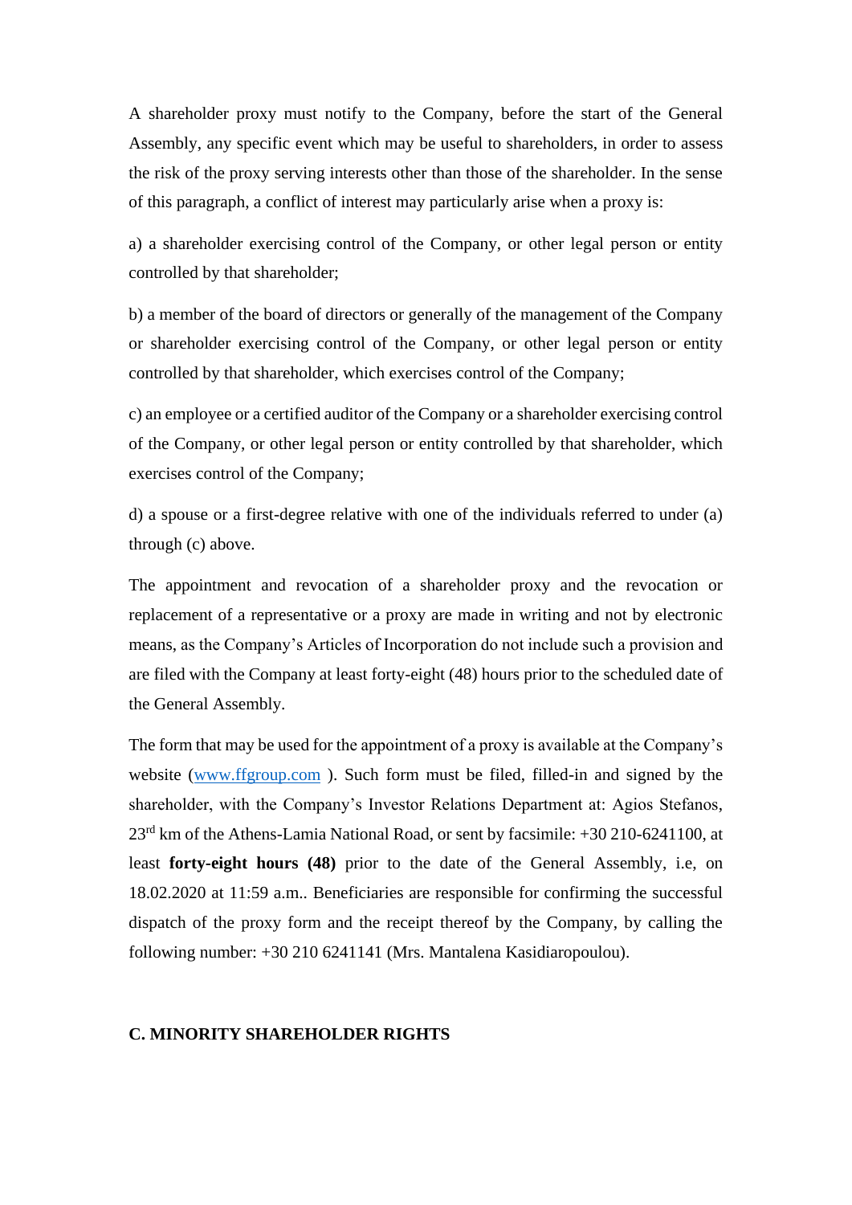A shareholder proxy must notify to the Company, before the start of the General Assembly, any specific event which may be useful to shareholders, in order to assess the risk of the proxy serving interests other than those of the shareholder. In the sense of this paragraph, a conflict of interest may particularly arise when a proxy is:

a) a shareholder exercising control of the Company, or other legal person or entity controlled by that shareholder;

b) a member of the board of directors or generally of the management of the Company or shareholder exercising control of the Company, or other legal person or entity controlled by that shareholder, which exercises control of the Company;

c) an employee or a certified auditor of the Company or a shareholder exercising control of the Company, or other legal person or entity controlled by that shareholder, which exercises control of the Company;

d) a spouse or a first-degree relative with one of the individuals referred to under (a) through (c) above.

The appointment and revocation of a shareholder proxy and the revocation or replacement of a representative or a proxy are made in writing and not by electronic means, as the Company's Articles of Incorporation do not include such a provision and are filed with the Company at least forty-eight (48) hours prior to the scheduled date of the General Assembly.

The form that may be used for the appointment of a proxy is available at the Company's website (www.ffgroup.com ). Such form must be filed, filled-in and signed by the shareholder, with the Company's Investor Relations Department at: Agios Stefanos, 23rd km of the Athens-Lamia National Road, or sent by facsimile: +30 210-6241100, at least **forty-eight hours (48)** prior to the date of the General Assembly, i.e, on 18.02.2020 at 11:59 a.m.. Beneficiaries are responsible for confirming the successful dispatch of the proxy form and the receipt thereof by the Company, by calling the following number: +30 210 6241141 (Mrs. Mantalena Kasidiaropoulou).

## C. MINORITY SHAREHOLDER RIGHTS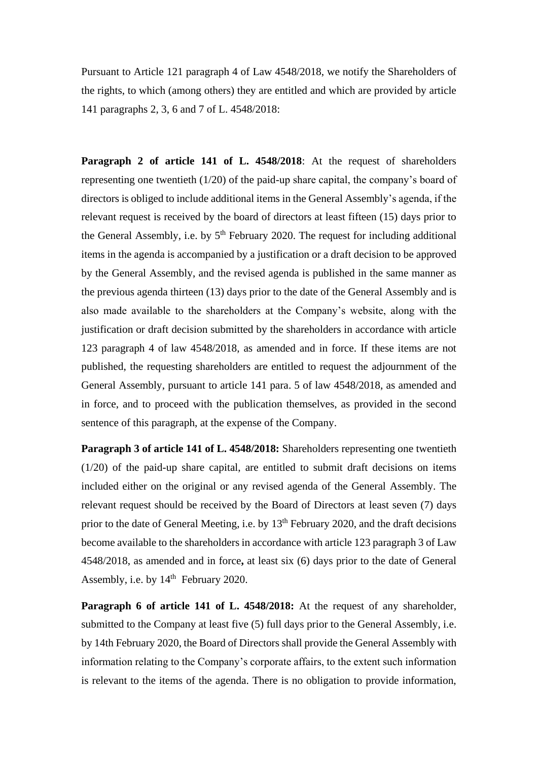Pursuant to Article 121 paragraph 4 of Law 4548/2018, we notify the Shareholders of the rights, to which (among others) they are entitled and which are provided by article 141 paragraphs 2, 3, 6 and 7 of L. 4548/2018:

**Paragraph 2 of article 141 of L. 4548/2018**: At the request of shareholders representing one twentieth (1/20) of the paid-up share capital, the company's board of directors is obliged to include additional items in the General Assembly's agenda, if the relevant request is received by the board of directors at least fifteen (15) days prior to the General Assembly, i.e. by 5th February 2020. The request for including additional items in the agenda is accompanied by a justification or a draft decision to be approved by the General Assembly, and the revised agenda is published in the same manner as the previous agenda thirteen (13) days prior to the date of the General Assembly and is also made available to the shareholders at the Company's website, along with the justification or draft decision submitted by the shareholders in accordance with article 123 paragraph 4 of law 4548/2018, as amended and in force. If these items are not published, the requesting shareholders are entitled to request the adjournment of the General Assembly, pursuant to article 141 para. 5 of law 4548/2018, as amended and in force, and to proceed with the publication themselves, as provided in the second sentence of this paragraph, at the expense of the Company.

**Paragraph 3 of article 141 of L. 4548/2018:** Shareholders representing one twentieth (1/20) of the paid-up share capital, are entitled to submit draft decisions on items included either on the original or any revised agenda of the General Assembly. The relevant request should be received by the Board of Directors at least seven (7) days prior to the date of General Meeting, i.e. by 13th February 2020, and the draft decisions become available to the shareholders in accordance with article 123 paragraph 3 of Law 4548/2018, as amended and in force**,** at least six (6) days prior to the date of General Assembly, i.e. by 14th February 2020.

**Paragraph 6 of article 141 of L. 4548/2018:** At the request of any shareholder, submitted to the Company at least five (5) full days prior to the General Assembly, i.e. by 14th February 2020, the Board of Directors shall provide the General Assembly with information relating to the Company's corporate affairs, to the extent such information is relevant to the items of the agenda. There is no obligation to provide information,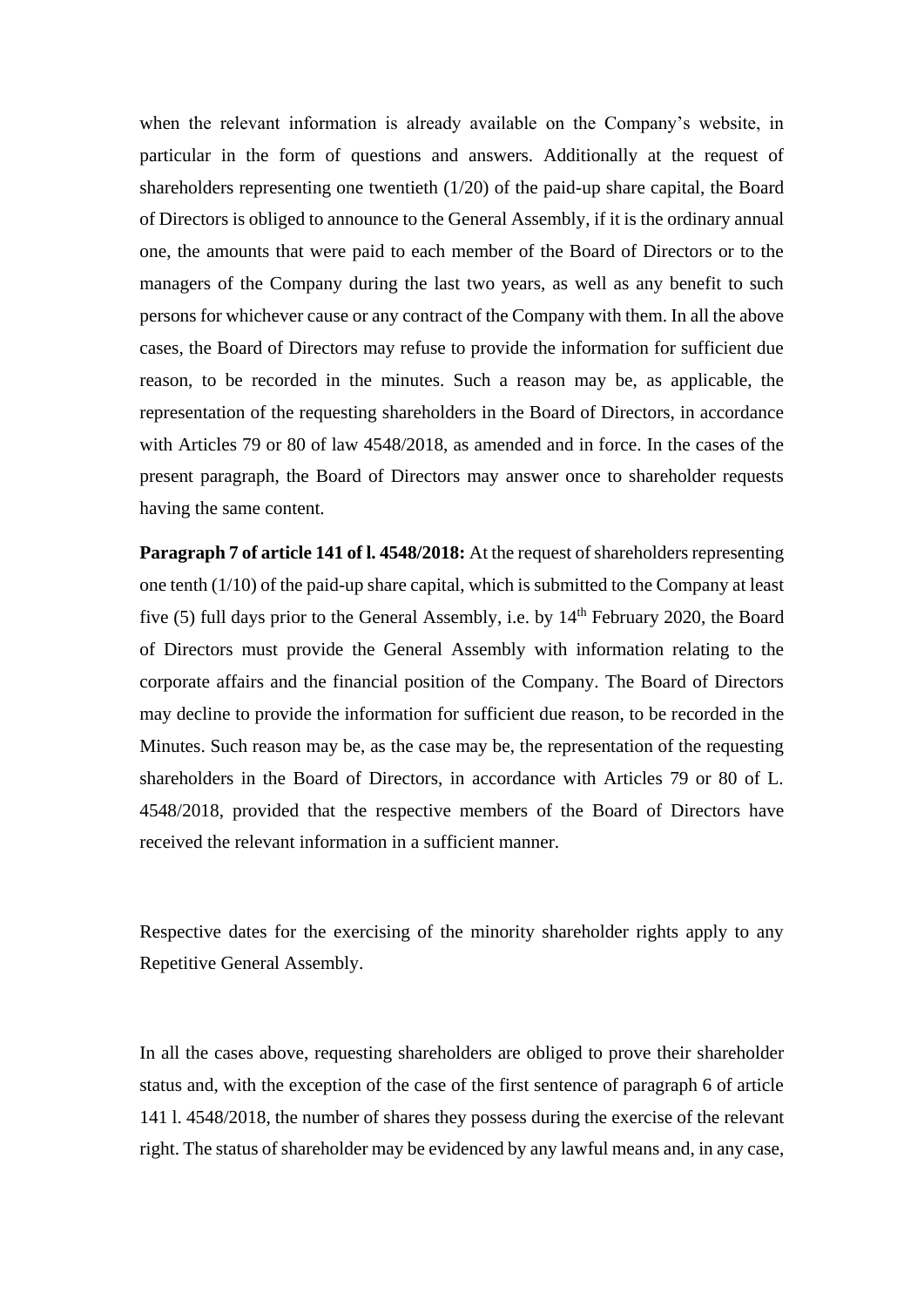when the relevant information is already available on the Company's website, in particular in the form of questions and answers. Additionally at the request of shareholders representing one twentieth (1/20) of the paid-up share capital, the Board of Directors is obliged to announce to the General Assembly, if it is the ordinary annual one, the amounts that were paid to each member of the Board of Directors or to the managers of the Company during the last two years, as well as any benefit to such persons for whichever cause or any contract of the Company with them. In all the above cases, the Board of Directors may refuse to provide the information for sufficient due reason, to be recorded in the minutes. Such a reason may be, as applicable, the representation of the requesting shareholders in the Board of Directors, in accordance with Articles 79 or 80 of law 4548/2018, as amended and in force. In the cases of the present paragraph, the Board of Directors may answer once to shareholder requests having the same content.

**Paragraph 7 of article 141 of l. 4548/2018:** At the request of shareholders representing one tenth (1/10) of the paid-up share capital, which is submitted to the Company at least five (5) full days prior to the General Assembly, i.e. by 14th February 2020, the Board of Directors must provide the General Assembly with information relating to the corporate affairs and the financial position of the Company. The Board of Directors may decline to provide the information for sufficient due reason, to be recorded in the Minutes. Such reason may be, as the case may be, the representation of the requesting shareholders in the Board of Directors, in accordance with Articles 79 or 80 of L. 4548/2018, provided that the respective members of the Board of Directors have received the relevant information in a sufficient manner.

Respective dates for the exercising of the minority shareholder rights apply to any Repetitive General Assembly.

In all the cases above, requesting shareholders are obliged to prove their shareholder status and, with the exception of the case of the first sentence of paragraph 6 of article 141 l. 4548/2018, the number of shares they possess during the exercise of the relevant right. The status of shareholder may be evidenced by any lawful means and, in any case,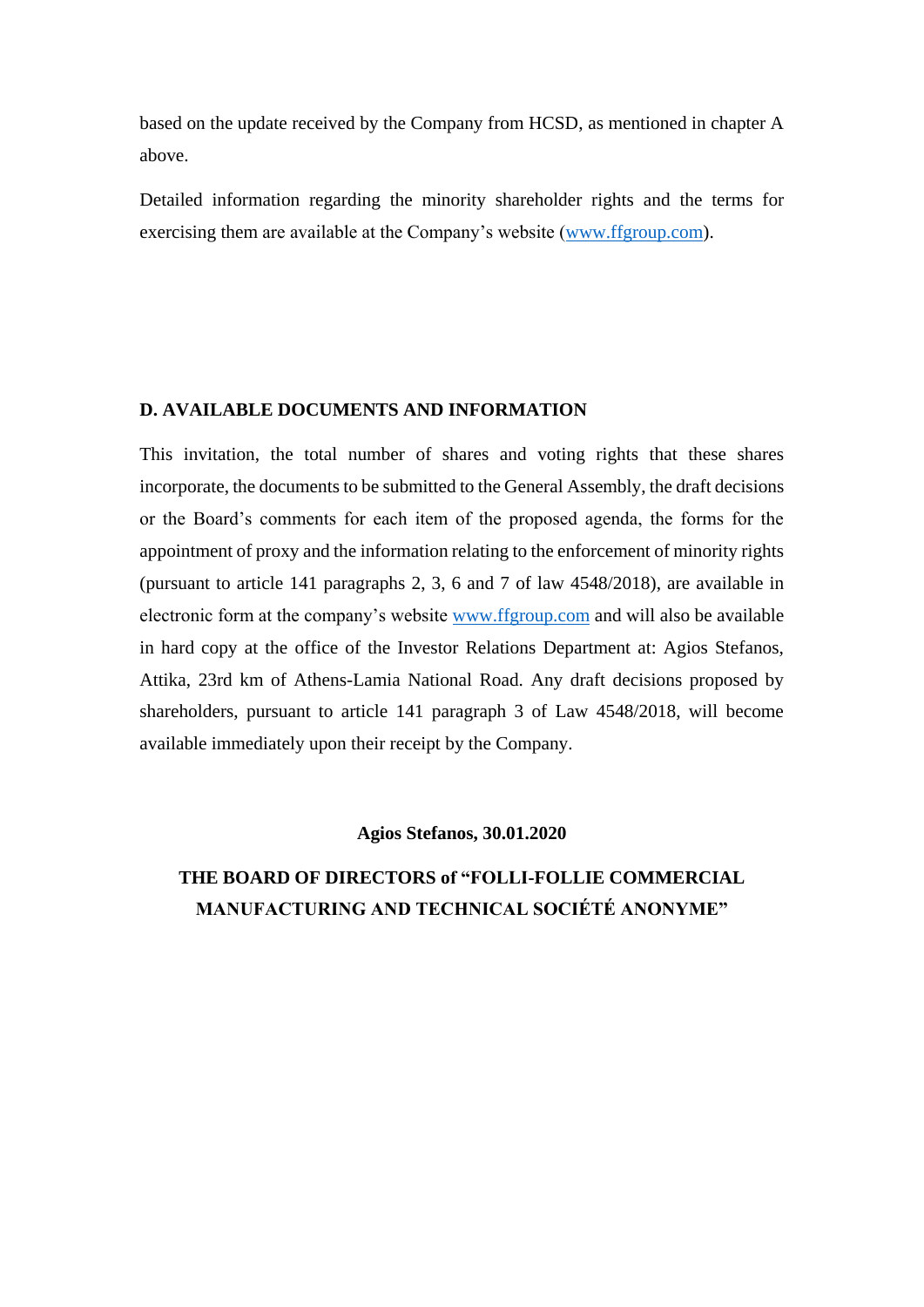based on the update received by the Company from HCSD, as mentioned in chapter A above.

Detailed information regarding the minority shareholder rights and the terms for exercising them are available at the Company's website (www.ffgroup.com).

## D. AVAILABLE DOCUMENTS AND INFORMATION

This invitation, the total number of shares and voting rights that these shares incorporate, the documents to be submitted to the General Assembly, the draft decisions or the Board's comments for each item of the proposed agenda, the forms for the appointment of proxy and the information relating to the enforcement of minority rights (pursuant to article 141 paragraphs 2, 3, 6 and 7 of law 4548/2018), are available in electronic form at the company's website www.ffgroup.com and will also be available in hard copy at the office of the Investor Relations Department at: Agios Stefanos, Attika, 23rd km of Athens-Lamia National Road. Any draft decisions proposed by shareholders, pursuant to article 141 paragraph 3 of Law 4548/2018, will become available immediately upon their receipt by the Company.

**Agios Stefanos, 30.01.2020**

**THE BOARD OF DIRECTORS of "FOLLI-FOLLIE COMMERCIAL MANUFACTURING AND TECHNICAL SOCIÉTÉ ANONYME"**